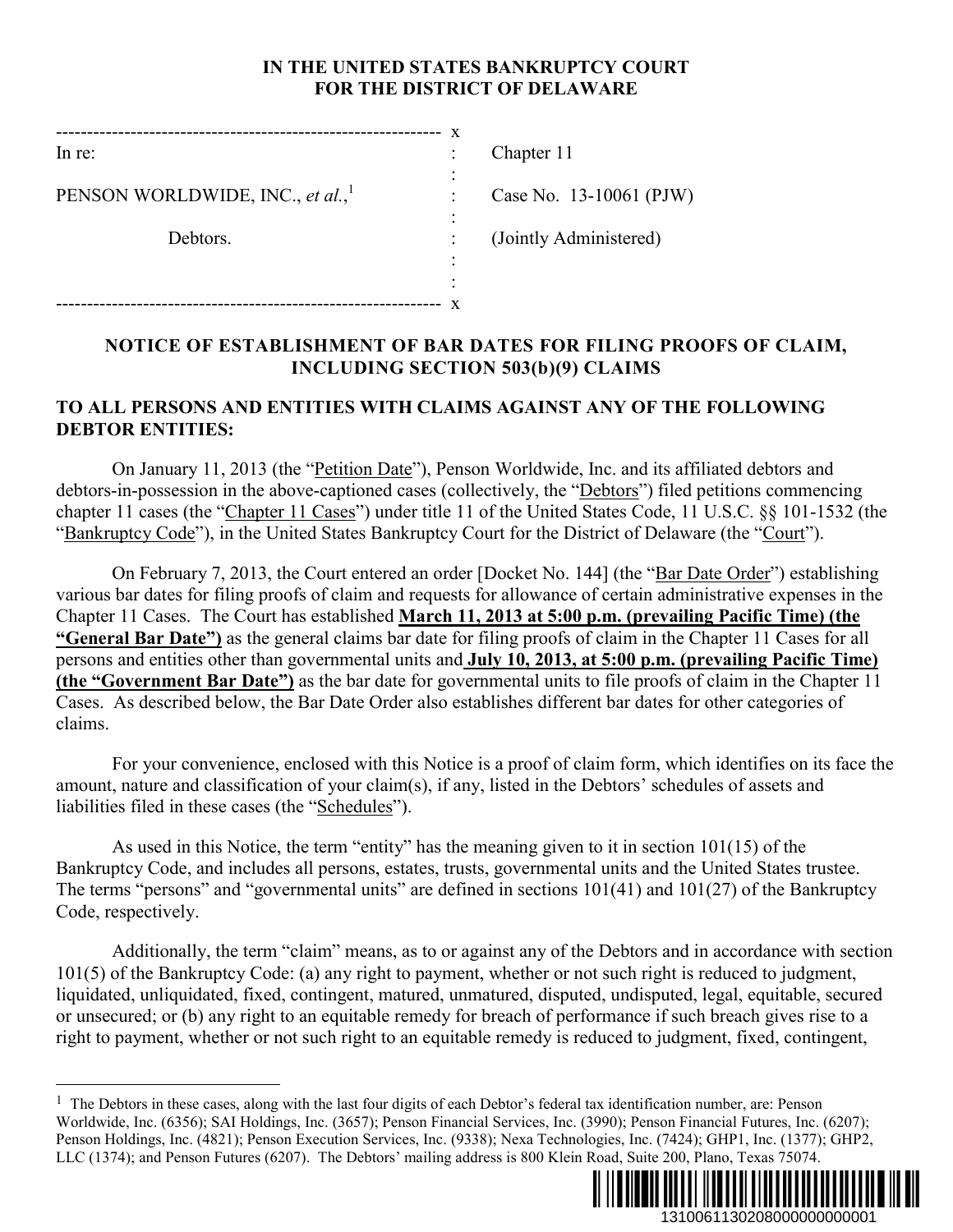**IN THE UNITED STATES BANKRUPTCY COURT**
**FOR THE DISTRICT OF DELAWARE**

| | | |
|---|---|---|
| In re: | : | Chapter 11 |
| PENSON WORLDWIDE, INC., *et al.*,[1] | : | Case No. 13-10061 (PJW) |
| Debtors. | : | (Jointly Administered) |

**NOTICE OF ESTABLISHMENT OF BAR DATES FOR FILING PROOFS OF CLAIM, INCLUDING SECTION 503(b)(9) CLAIMS**

**TO ALL PERSONS AND ENTITIES WITH CLAIMS AGAINST ANY OF THE FOLLOWING DEBTOR ENTITIES:**

On January 11, 2013 (the "Petition Date"), Penson Worldwide, Inc. and its affiliated debtors and debtors-in-possession in the above-captioned cases (collectively, the "Debtors") filed petitions commencing chapter 11 cases (the "Chapter 11 Cases") under title 11 of the United States Code, 11 U.S.C. §§ 101-1532 (the "Bankruptcy Code"), in the United States Bankruptcy Court for the District of Delaware (the "Court").

On February 7, 2013, the Court entered an order [Docket No. 144] (the "Bar Date Order") establishing various bar dates for filing proofs of claim and requests for allowance of certain administrative expenses in the Chapter 11 Cases. The Court has established **March 11, 2013 at 5:00 p.m. (prevailing Pacific Time) (the "General Bar Date")** as the general claims bar date for filing proofs of claim in the Chapter 11 Cases for all persons and entities other than governmental units and **July 10, 2013, at 5:00 p.m. (prevailing Pacific Time) (the "Government Bar Date")** as the bar date for governmental units to file proofs of claim in the Chapter 11 Cases. As described below, the Bar Date Order also establishes different bar dates for other categories of claims.

For your convenience, enclosed with this Notice is a proof of claim form, which identifies on its face the amount, nature and classification of your claim(s), if any, listed in the Debtors' schedules of assets and liabilities filed in these cases (the "Schedules").

As used in this Notice, the term "entity" has the meaning given to it in section 101(15) of the Bankruptcy Code, and includes all persons, estates, trusts, governmental units and the United States trustee. The terms "persons" and "governmental units" are defined in sections 101(41) and 101(27) of the Bankruptcy Code, respectively.

Additionally, the term "claim" means, as to or against any of the Debtors and in accordance with section 101(5) of the Bankruptcy Code: (a) any right to payment, whether or not such right is reduced to judgment, liquidated, unliquidated, fixed, contingent, matured, unmatured, disputed, undisputed, legal, equitable, secured or unsecured; or (b) any right to an equitable remedy for breach of performance if such breach gives rise to a right to payment, whether or not such right to an equitable remedy is reduced to judgment, fixed, contingent,

[1] The Debtors in these cases, along with the last four digits of each Debtor's federal tax identification number, are: Penson Worldwide, Inc. (6356); SAI Holdings, Inc. (3657); Penson Financial Services, Inc. (3990); Penson Financial Futures, Inc. (6207); Penson Holdings, Inc. (4821); Penson Execution Services, Inc. (9338); Nexa Technologies, Inc. (7424); GHP1, Inc. (1377); GHP2, LLC (1374); and Penson Futures (6207). The Debtors' mailing address is 800 Klein Road, Suite 200, Plano, Texas 75074.

1310061130208000000000001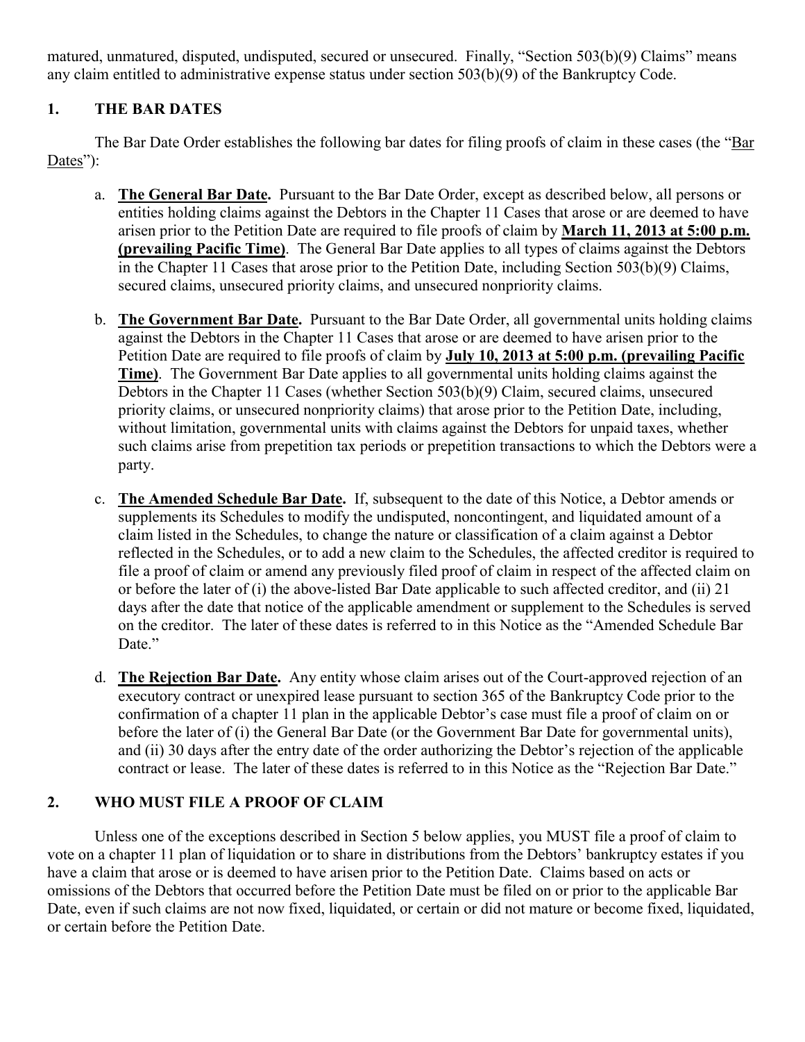matured, unmatured, disputed, undisputed, secured or unsecured. Finally, "Section 503(b)(9) Claims" means any claim entitled to administrative expense status under section 503(b)(9) of the Bankruptcy Code.

## 1. THE BAR DATES

The Bar Date Order establishes the following bar dates for filing proofs of claim in these cases (the "Bar Dates"):

a. **The General Bar Date.** Pursuant to the Bar Date Order, except as described below, all persons or entities holding claims against the Debtors in the Chapter 11 Cases that arose or are deemed to have arisen prior to the Petition Date are required to file proofs of claim by **March 11, 2013 at 5:00 p.m. (prevailing Pacific Time)**. The General Bar Date applies to all types of claims against the Debtors in the Chapter 11 Cases that arose prior to the Petition Date, including Section 503(b)(9) Claims, secured claims, unsecured priority claims, and unsecured nonpriority claims.

b. **The Government Bar Date.** Pursuant to the Bar Date Order, all governmental units holding claims against the Debtors in the Chapter 11 Cases that arose or are deemed to have arisen prior to the Petition Date are required to file proofs of claim by **July 10, 2013 at 5:00 p.m. (prevailing Pacific Time)**. The Government Bar Date applies to all governmental units holding claims against the Debtors in the Chapter 11 Cases (whether Section 503(b)(9) Claim, secured claims, unsecured priority claims, or unsecured nonpriority claims) that arose prior to the Petition Date, including, without limitation, governmental units with claims against the Debtors for unpaid taxes, whether such claims arise from prepetition tax periods or prepetition transactions to which the Debtors were a party.

c. **The Amended Schedule Bar Date.** If, subsequent to the date of this Notice, a Debtor amends or supplements its Schedules to modify the undisputed, noncontingent, and liquidated amount of a claim listed in the Schedules, to change the nature or classification of a claim against a Debtor reflected in the Schedules, or to add a new claim to the Schedules, the affected creditor is required to file a proof of claim or amend any previously filed proof of claim in respect of the affected claim on or before the later of (i) the above-listed Bar Date applicable to such affected creditor, and (ii) 21 days after the date that notice of the applicable amendment or supplement to the Schedules is served on the creditor. The later of these dates is referred to in this Notice as the "Amended Schedule Bar Date."

d. **The Rejection Bar Date.** Any entity whose claim arises out of the Court-approved rejection of an executory contract or unexpired lease pursuant to section 365 of the Bankruptcy Code prior to the confirmation of a chapter 11 plan in the applicable Debtor's case must file a proof of claim on or before the later of (i) the General Bar Date (or the Government Bar Date for governmental units), and (ii) 30 days after the entry date of the order authorizing the Debtor's rejection of the applicable contract or lease. The later of these dates is referred to in this Notice as the "Rejection Bar Date."

## 2. WHO MUST FILE A PROOF OF CLAIM

Unless one of the exceptions described in Section 5 below applies, you MUST file a proof of claim to vote on a chapter 11 plan of liquidation or to share in distributions from the Debtors' bankruptcy estates if you have a claim that arose or is deemed to have arisen prior to the Petition Date. Claims based on acts or omissions of the Debtors that occurred before the Petition Date must be filed on or prior to the applicable Bar Date, even if such claims are not now fixed, liquidated, or certain or did not mature or become fixed, liquidated, or certain before the Petition Date.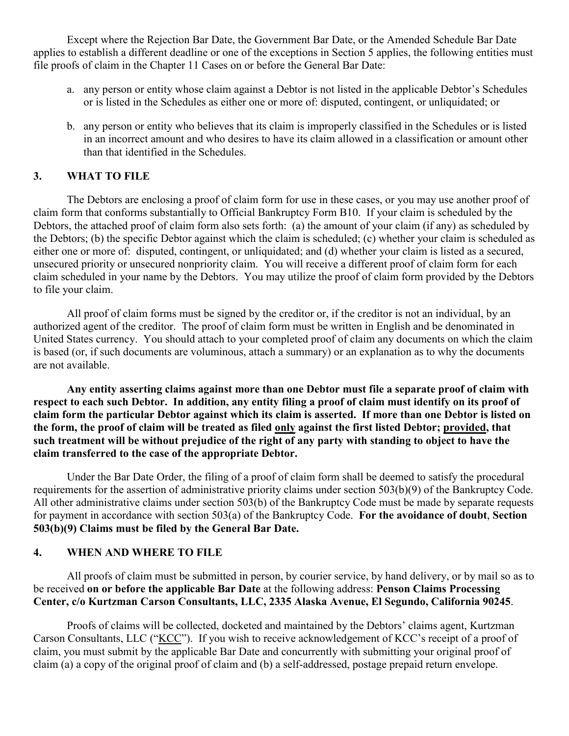Except where the Rejection Bar Date, the Government Bar Date, or the Amended Schedule Bar Date applies to establish a different deadline or one of the exceptions in Section 5 applies, the following entities must file proofs of claim in the Chapter 11 Cases on or before the General Bar Date:

a. any person or entity whose claim against a Debtor is not listed in the applicable Debtor's Schedules or is listed in the Schedules as either one or more of: disputed, contingent, or unliquidated; or

b. any person or entity who believes that its claim is improperly classified in the Schedules or is listed in an incorrect amount and who desires to have its claim allowed in a classification or amount other than that identified in the Schedules.

## 3. WHAT TO FILE

The Debtors are enclosing a proof of claim form for use in these cases, or you may use another proof of claim form that conforms substantially to Official Bankruptcy Form B10. If your claim is scheduled by the Debtors, the attached proof of claim form also sets forth: (a) the amount of your claim (if any) as scheduled by the Debtors; (b) the specific Debtor against which the claim is scheduled; (c) whether your claim is scheduled as either one or more of: disputed, contingent, or unliquidated; and (d) whether your claim is listed as a secured, unsecured priority or unsecured nonpriority claim. You will receive a different proof of claim form for each claim scheduled in your name by the Debtors. You may utilize the proof of claim form provided by the Debtors to file your claim.

All proof of claim forms must be signed by the creditor or, if the creditor is not an individual, by an authorized agent of the creditor. The proof of claim form must be written in English and be denominated in United States currency. You should attach to your completed proof of claim any documents on which the claim is based (or, if such documents are voluminous, attach a summary) or an explanation as to why the documents are not available.

**Any entity asserting claims against more than one Debtor must file a separate proof of claim with respect to each such Debtor. In addition, any entity filing a proof of claim must identify on its proof of claim form the particular Debtor against which its claim is asserted. If more than one Debtor is listed on the form, the proof of claim will be treated as filed <u>only</u> against the first listed Debtor; <u>provided</u>, that such treatment will be without prejudice of the right of any party with standing to object to have the claim transferred to the case of the appropriate Debtor.**

Under the Bar Date Order, the filing of a proof of claim form shall be deemed to satisfy the procedural requirements for the assertion of administrative priority claims under section 503(b)(9) of the Bankruptcy Code. All other administrative claims under section 503(b) of the Bankruptcy Code must be made by separate requests for payment in accordance with section 503(a) of the Bankruptcy Code. **For the avoidance of doubt**, **Section 503(b)(9) Claims must be filed by the General Bar Date.**

## 4. WHEN AND WHERE TO FILE

All proofs of claim must be submitted in person, by courier service, by hand delivery, or by mail so as to be received **on or before the applicable Bar Date** at the following address: **Penson Claims Processing Center, c/o Kurtzman Carson Consultants, LLC, 2335 Alaska Avenue, El Segundo, California 90245**.

Proofs of claims will be collected, docketed and maintained by the Debtors' claims agent, Kurtzman Carson Consultants, LLC ("<u>KCC</u>"). If you wish to receive acknowledgement of KCC's receipt of a proof of claim, you must submit by the applicable Bar Date and concurrently with submitting your original proof of claim (a) a copy of the original proof of claim and (b) a self-addressed, postage prepaid return envelope.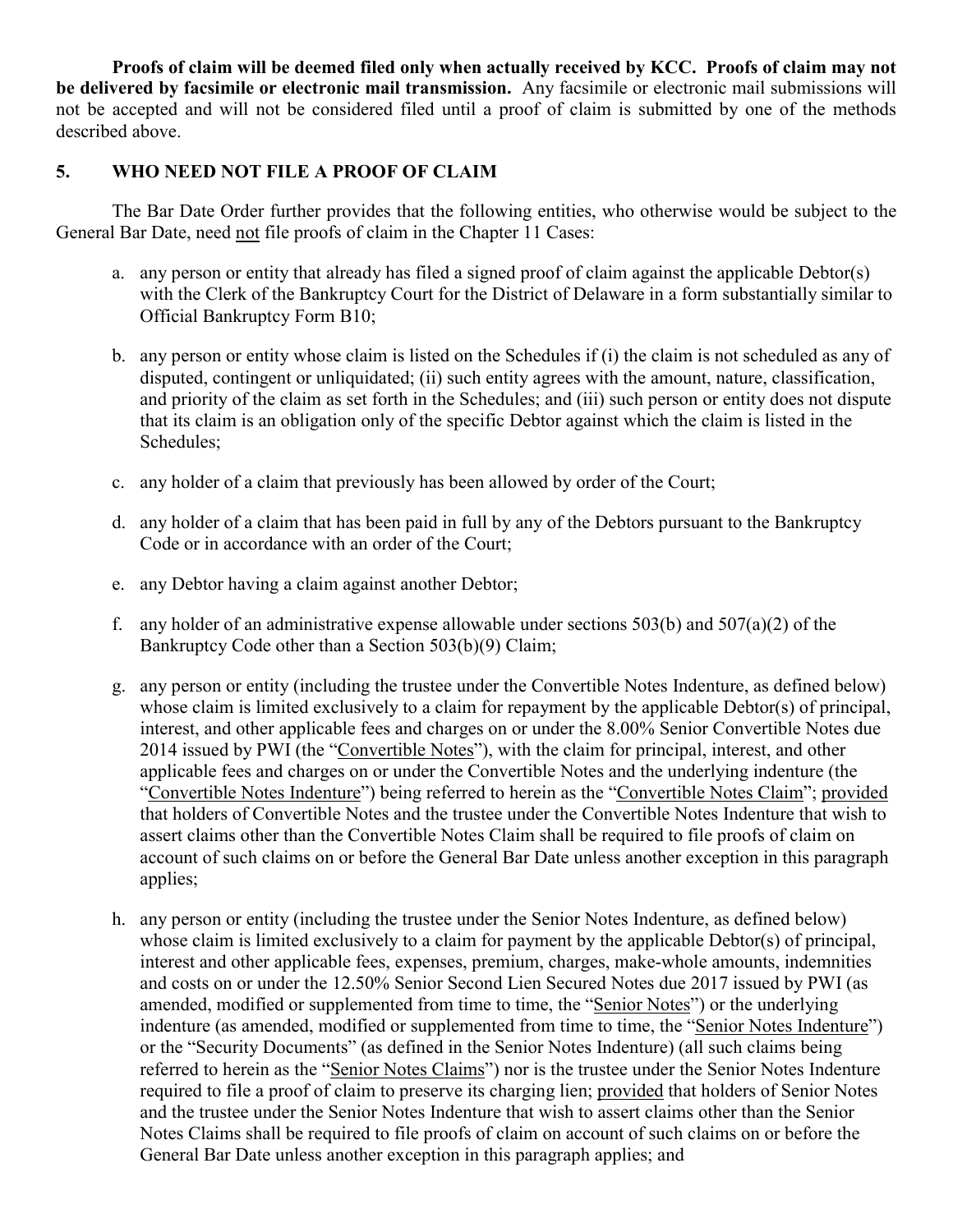**Proofs of claim will be deemed filed only when actually received by KCC. Proofs of claim may not be delivered by facsimile or electronic mail transmission.** Any facsimile or electronic mail submissions will not be accepted and will not be considered filed until a proof of claim is submitted by one of the methods described above.

## 5. WHO NEED NOT FILE A PROOF OF CLAIM

The Bar Date Order further provides that the following entities, who otherwise would be subject to the General Bar Date, need not file proofs of claim in the Chapter 11 Cases:

a. any person or entity that already has filed a signed proof of claim against the applicable Debtor(s) with the Clerk of the Bankruptcy Court for the District of Delaware in a form substantially similar to Official Bankruptcy Form B10;

b. any person or entity whose claim is listed on the Schedules if (i) the claim is not scheduled as any of disputed, contingent or unliquidated; (ii) such entity agrees with the amount, nature, classification, and priority of the claim as set forth in the Schedules; and (iii) such person or entity does not dispute that its claim is an obligation only of the specific Debtor against which the claim is listed in the Schedules;

c. any holder of a claim that previously has been allowed by order of the Court;

d. any holder of a claim that has been paid in full by any of the Debtors pursuant to the Bankruptcy Code or in accordance with an order of the Court;

e. any Debtor having a claim against another Debtor;

f. any holder of an administrative expense allowable under sections 503(b) and 507(a)(2) of the Bankruptcy Code other than a Section 503(b)(9) Claim;

g. any person or entity (including the trustee under the Convertible Notes Indenture, as defined below) whose claim is limited exclusively to a claim for repayment by the applicable Debtor(s) of principal, interest, and other applicable fees and charges on or under the 8.00% Senior Convertible Notes due 2014 issued by PWI (the "Convertible Notes"), with the claim for principal, interest, and other applicable fees and charges on or under the Convertible Notes and the underlying indenture (the "Convertible Notes Indenture") being referred to herein as the "Convertible Notes Claim"; provided that holders of Convertible Notes and the trustee under the Convertible Notes Indenture that wish to assert claims other than the Convertible Notes Claim shall be required to file proofs of claim on account of such claims on or before the General Bar Date unless another exception in this paragraph applies;

h. any person or entity (including the trustee under the Senior Notes Indenture, as defined below) whose claim is limited exclusively to a claim for payment by the applicable Debtor(s) of principal, interest and other applicable fees, expenses, premium, charges, make-whole amounts, indemnities and costs on or under the 12.50% Senior Second Lien Secured Notes due 2017 issued by PWI (as amended, modified or supplemented from time to time, the "Senior Notes") or the underlying indenture (as amended, modified or supplemented from time to time, the "Senior Notes Indenture") or the "Security Documents" (as defined in the Senior Notes Indenture) (all such claims being referred to herein as the "Senior Notes Claims") nor is the trustee under the Senior Notes Indenture required to file a proof of claim to preserve its charging lien; provided that holders of Senior Notes and the trustee under the Senior Notes Indenture that wish to assert claims other than the Senior Notes Claims shall be required to file proofs of claim on account of such claims on or before the General Bar Date unless another exception in this paragraph applies; and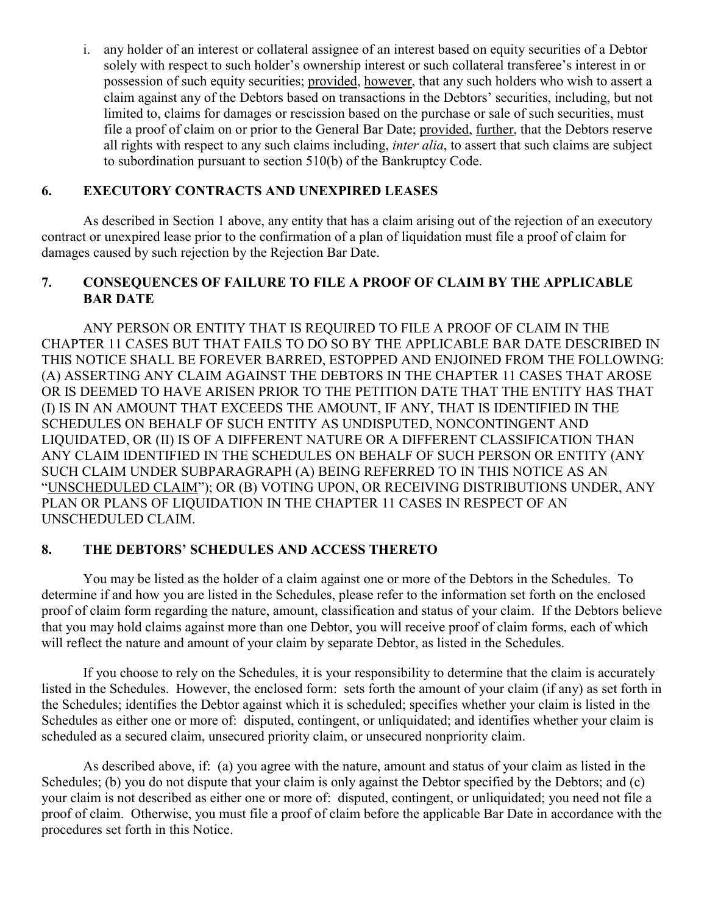i. any holder of an interest or collateral assignee of an interest based on equity securities of a Debtor solely with respect to such holder's ownership interest or such collateral transferee's interest in or possession of such equity securities; provided, however, that any such holders who wish to assert a claim against any of the Debtors based on transactions in the Debtors' securities, including, but not limited to, claims for damages or rescission based on the purchase or sale of such securities, must file a proof of claim on or prior to the General Bar Date; provided, further, that the Debtors reserve all rights with respect to any such claims including, *inter alia*, to assert that such claims are subject to subordination pursuant to section 510(b) of the Bankruptcy Code.

## 6. EXECUTORY CONTRACTS AND UNEXPIRED LEASES

As described in Section 1 above, any entity that has a claim arising out of the rejection of an executory contract or unexpired lease prior to the confirmation of a plan of liquidation must file a proof of claim for damages caused by such rejection by the Rejection Bar Date.

## 7. CONSEQUENCES OF FAILURE TO FILE A PROOF OF CLAIM BY THE APPLICABLE BAR DATE

ANY PERSON OR ENTITY THAT IS REQUIRED TO FILE A PROOF OF CLAIM IN THE CHAPTER 11 CASES BUT THAT FAILS TO DO SO BY THE APPLICABLE BAR DATE DESCRIBED IN THIS NOTICE SHALL BE FOREVER BARRED, ESTOPPED AND ENJOINED FROM THE FOLLOWING: (A) ASSERTING ANY CLAIM AGAINST THE DEBTORS IN THE CHAPTER 11 CASES THAT AROSE OR IS DEEMED TO HAVE ARISEN PRIOR TO THE PETITION DATE THAT THE ENTITY HAS THAT (I) IS IN AN AMOUNT THAT EXCEEDS THE AMOUNT, IF ANY, THAT IS IDENTIFIED IN THE SCHEDULES ON BEHALF OF SUCH ENTITY AS UNDISPUTED, NONCONTINGENT AND LIQUIDATED, OR (II) IS OF A DIFFERENT NATURE OR A DIFFERENT CLASSIFICATION THAN ANY CLAIM IDENTIFIED IN THE SCHEDULES ON BEHALF OF SUCH PERSON OR ENTITY (ANY SUCH CLAIM UNDER SUBPARAGRAPH (A) BEING REFERRED TO IN THIS NOTICE AS AN "UNSCHEDULED CLAIM"); OR (B) VOTING UPON, OR RECEIVING DISTRIBUTIONS UNDER, ANY PLAN OR PLANS OF LIQUIDATION IN THE CHAPTER 11 CASES IN RESPECT OF AN UNSCHEDULED CLAIM.

## 8. THE DEBTORS' SCHEDULES AND ACCESS THERETO

You may be listed as the holder of a claim against one or more of the Debtors in the Schedules. To determine if and how you are listed in the Schedules, please refer to the information set forth on the enclosed proof of claim form regarding the nature, amount, classification and status of your claim. If the Debtors believe that you may hold claims against more than one Debtor, you will receive proof of claim forms, each of which will reflect the nature and amount of your claim by separate Debtor, as listed in the Schedules.

If you choose to rely on the Schedules, it is your responsibility to determine that the claim is accurately listed in the Schedules. However, the enclosed form: sets forth the amount of your claim (if any) as set forth in the Schedules; identifies the Debtor against which it is scheduled; specifies whether your claim is listed in the Schedules as either one or more of: disputed, contingent, or unliquidated; and identifies whether your claim is scheduled as a secured claim, unsecured priority claim, or unsecured nonpriority claim.

As described above, if: (a) you agree with the nature, amount and status of your claim as listed in the Schedules; (b) you do not dispute that your claim is only against the Debtor specified by the Debtors; and (c) your claim is not described as either one or more of: disputed, contingent, or unliquidated; you need not file a proof of claim. Otherwise, you must file a proof of claim before the applicable Bar Date in accordance with the procedures set forth in this Notice.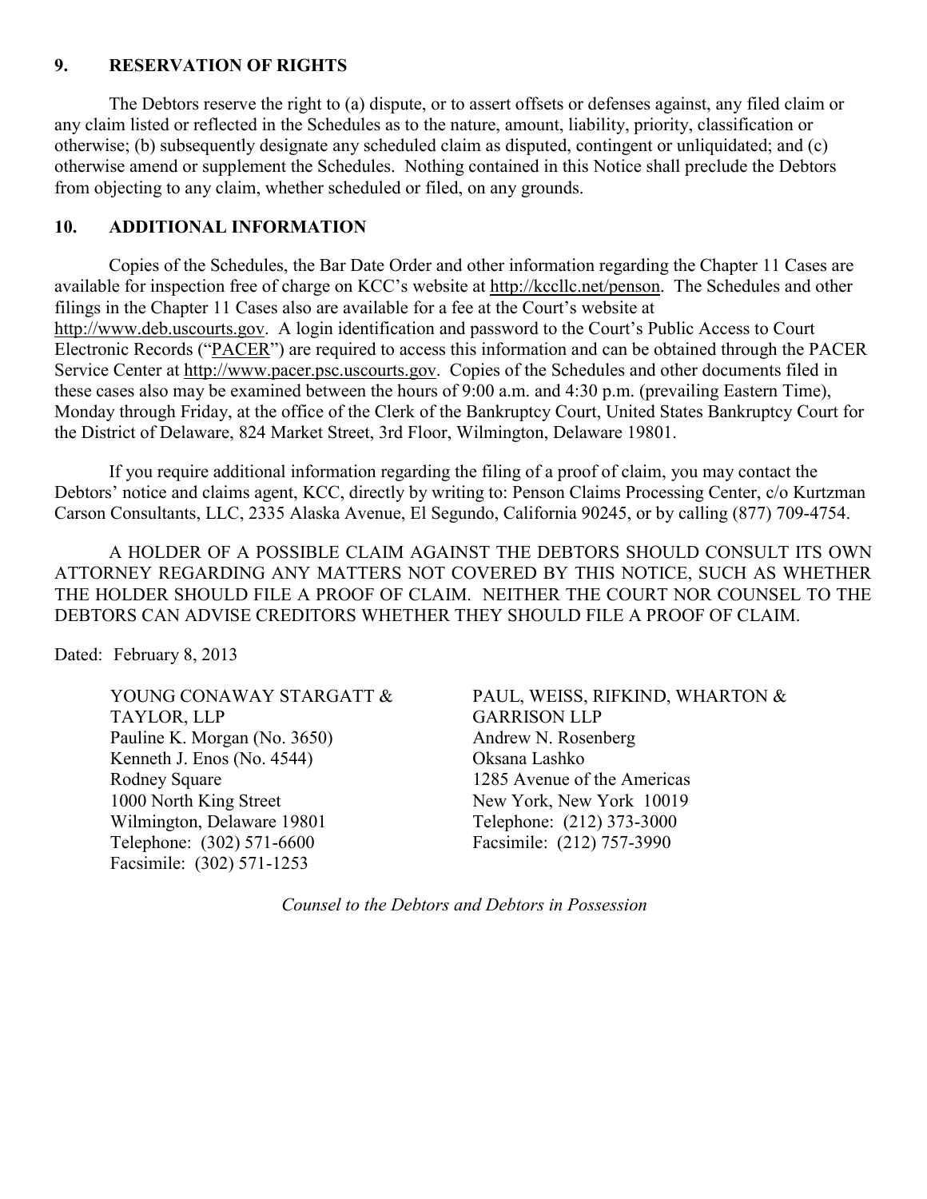## 9. RESERVATION OF RIGHTS

The Debtors reserve the right to (a) dispute, or to assert offsets or defenses against, any filed claim or any claim listed or reflected in the Schedules as to the nature, amount, liability, priority, classification or otherwise; (b) subsequently designate any scheduled claim as disputed, contingent or unliquidated; and (c) otherwise amend or supplement the Schedules. Nothing contained in this Notice shall preclude the Debtors from objecting to any claim, whether scheduled or filed, on any grounds.

## 10. ADDITIONAL INFORMATION

Copies of the Schedules, the Bar Date Order and other information regarding the Chapter 11 Cases are available for inspection free of charge on KCC's website at http://kccllc.net/penson. The Schedules and other filings in the Chapter 11 Cases also are available for a fee at the Court's website at http://www.deb.uscourts.gov. A login identification and password to the Court's Public Access to Court Electronic Records ("PACER") are required to access this information and can be obtained through the PACER Service Center at http://www.pacer.psc.uscourts.gov. Copies of the Schedules and other documents filed in these cases also may be examined between the hours of 9:00 a.m. and 4:30 p.m. (prevailing Eastern Time), Monday through Friday, at the office of the Clerk of the Bankruptcy Court, United States Bankruptcy Court for the District of Delaware, 824 Market Street, 3rd Floor, Wilmington, Delaware 19801.

If you require additional information regarding the filing of a proof of claim, you may contact the Debtors' notice and claims agent, KCC, directly by writing to: Penson Claims Processing Center, c/o Kurtzman Carson Consultants, LLC, 2335 Alaska Avenue, El Segundo, California 90245, or by calling (877) 709-4754.

A HOLDER OF A POSSIBLE CLAIM AGAINST THE DEBTORS SHOULD CONSULT ITS OWN ATTORNEY REGARDING ANY MATTERS NOT COVERED BY THIS NOTICE, SUCH AS WHETHER THE HOLDER SHOULD FILE A PROOF OF CLAIM. NEITHER THE COURT NOR COUNSEL TO THE DEBTORS CAN ADVISE CREDITORS WHETHER THEY SHOULD FILE A PROOF OF CLAIM.

Dated: February 8, 2013

YOUNG CONAWAY STARGATT & TAYLOR, LLP
Pauline K. Morgan (No. 3650)
Kenneth J. Enos (No. 4544)
Rodney Square
1000 North King Street
Wilmington, Delaware 19801
Telephone: (302) 571-6600
Facsimile: (302) 571-1253

PAUL, WEISS, RIFKIND, WHARTON & GARRISON LLP
Andrew N. Rosenberg
Oksana Lashko
1285 Avenue of the Americas
New York, New York 10019
Telephone: (212) 373-3000
Facsimile: (212) 757-3990

*Counsel to the Debtors and Debtors in Possession*